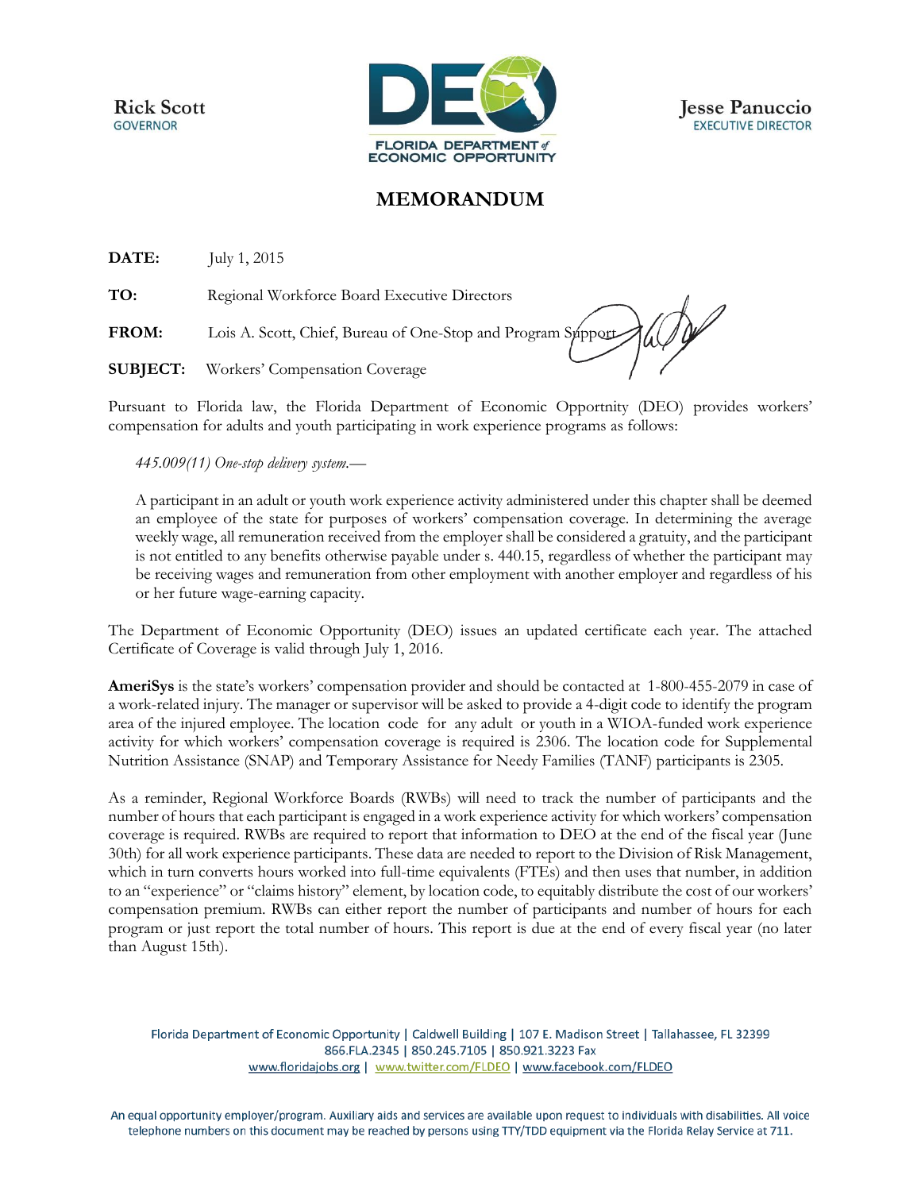**Rick Scott**
GOVERNOR

FLORIDA DEPARTMENT of ECONOMIC OPPORTUNITY

**Jesse Panuccio**
EXECUTIVE DIRECTOR

# MEMORANDUM

**DATE:** July 1, 2015

**TO:** Regional Workforce Board Executive Directors

**FROM:** Lois A. Scott, Chief, Bureau of One-Stop and Program Support

**SUBJECT:** Workers' Compensation Coverage

Pursuant to Florida law, the Florida Department of Economic Opportnity (DEO) provides workers' compensation for adults and youth participating in work experience programs as follows:

> *445.009(11) One-stop delivery system.—*
>
> A participant in an adult or youth work experience activity administered under this chapter shall be deemed an employee of the state for purposes of workers' compensation coverage. In determining the average weekly wage, all remuneration received from the employer shall be considered a gratuity, and the participant is not entitled to any benefits otherwise payable under s. 440.15, regardless of whether the participant may be receiving wages and remuneration from other employment with another employer and regardless of his or her future wage-earning capacity.

The Department of Economic Opportunity (DEO) issues an updated certificate each year. The attached Certificate of Coverage is valid through July 1, 2016.

**AmeriSys** is the state's workers' compensation provider and should be contacted at 1-800-455-2079 in case of a work-related injury. The manager or supervisor will be asked to provide a 4-digit code to identify the program area of the injured employee. The location code for any adult or youth in a WIOA-funded work experience activity for which workers' compensation coverage is required is 2306. The location code for Supplemental Nutrition Assistance (SNAP) and Temporary Assistance for Needy Families (TANF) participants is 2305.

As a reminder, Regional Workforce Boards (RWBs) will need to track the number of participants and the number of hours that each participant is engaged in a work experience activity for which workers' compensation coverage is required. RWBs are required to report that information to DEO at the end of the fiscal year (June 30th) for all work experience participants. These data are needed to report to the Division of Risk Management, which in turn converts hours worked into full-time equivalents (FTEs) and then uses that number, in addition to an "experience" or "claims history" element, by location code, to equitably distribute the cost of our workers' compensation premium. RWBs can either report the number of participants and number of hours for each program or just report the total number of hours. This report is due at the end of every fiscal year (no later than August 15th).

Florida Department of Economic Opportunity | Caldwell Building | 107 E. Madison Street | Tallahassee, FL 32399
866.FLA.2345 | 850.245.7105 | 850.921.3223 Fax
www.floridajobs.org | www.twitter.com/FLDEO | www.facebook.com/FLDEO

An equal opportunity employer/program. Auxiliary aids and services are available upon request to individuals with disabilities. All voice telephone numbers on this document may be reached by persons using TTY/TDD equipment via the Florida Relay Service at 711.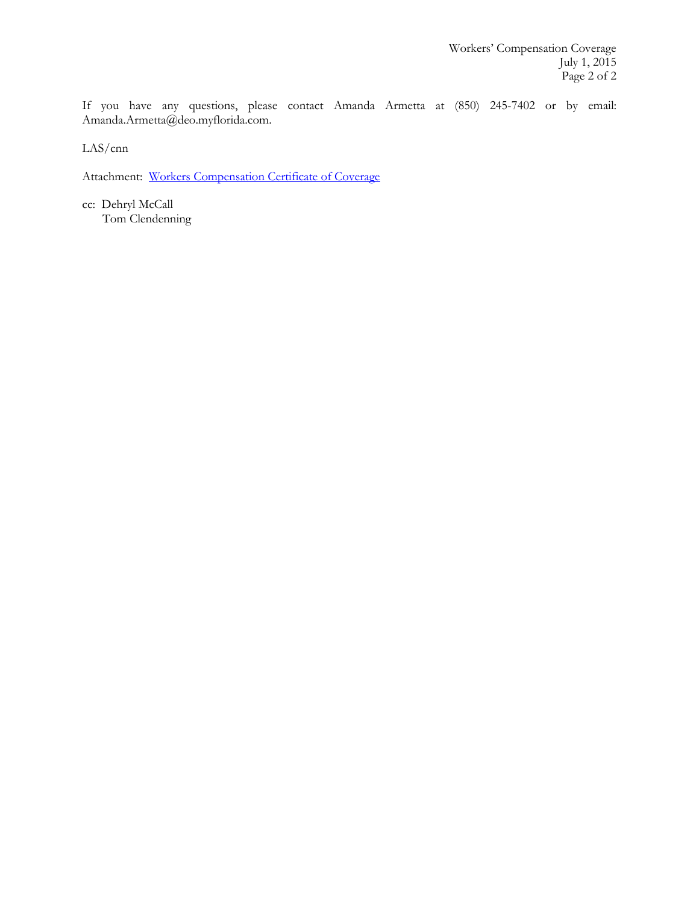If you have any questions, please contact Amanda Armetta at (850) 245-7402 or by email: Amanda.Armetta@deo.myflorida.com.

LAS/cnn

Attachment: Workers Compensation Certificate of Coverage

cc: Dehryl McCall
    Tom Clendenning